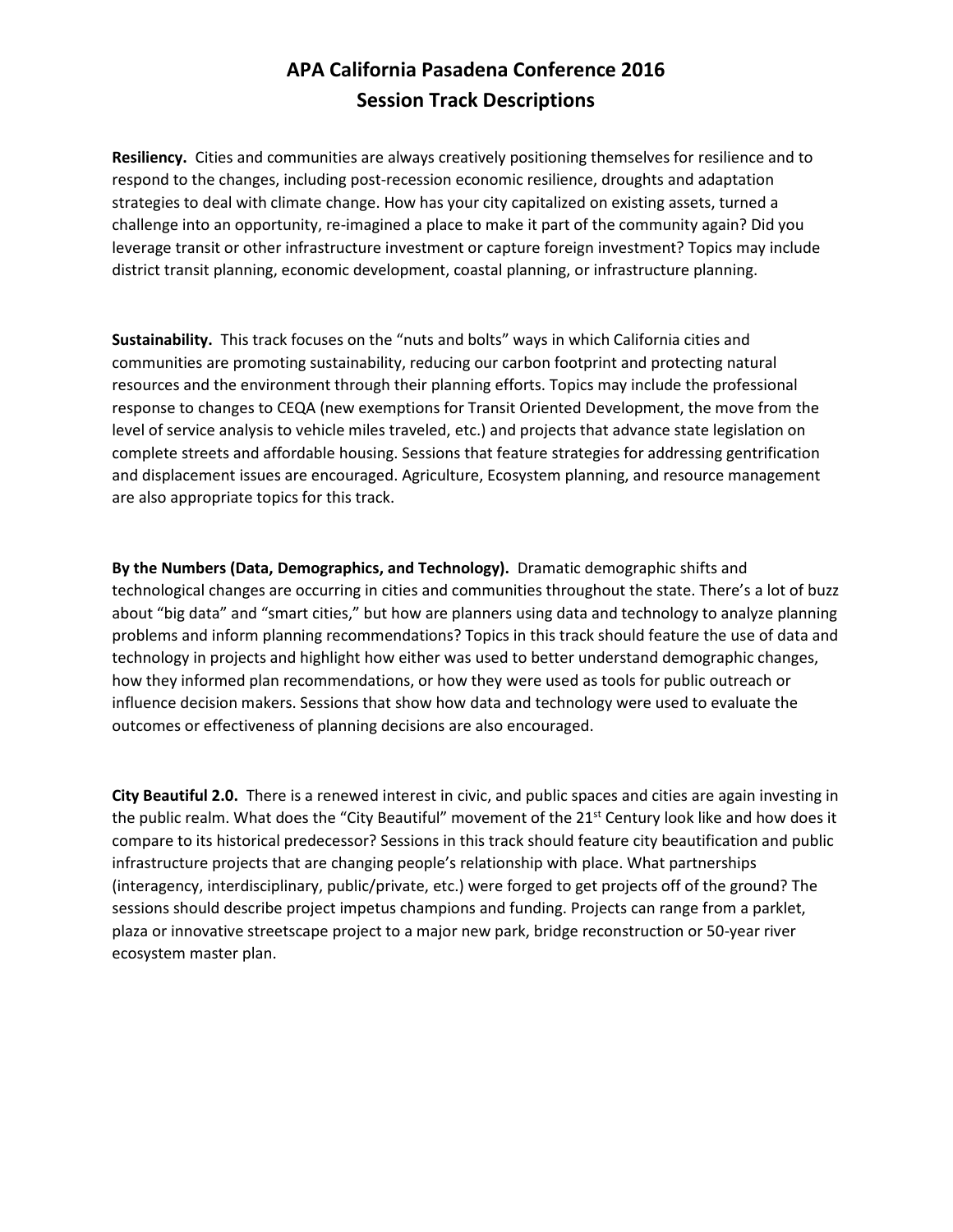# APA California Pasadena Conference 2016
## Session Track Descriptions

**Resiliency.** Cities and communities are always creatively positioning themselves for resilience and to respond to the changes, including post-recession economic resilience, droughts and adaptation strategies to deal with climate change. How has your city capitalized on existing assets, turned a challenge into an opportunity, re-imagined a place to make it part of the community again? Did you leverage transit or other infrastructure investment or capture foreign investment? Topics may include district transit planning, economic development, coastal planning, or infrastructure planning.

**Sustainability.** This track focuses on the "nuts and bolts" ways in which California cities and communities are promoting sustainability, reducing our carbon footprint and protecting natural resources and the environment through their planning efforts. Topics may include the professional response to changes to CEQA (new exemptions for Transit Oriented Development, the move from the level of service analysis to vehicle miles traveled, etc.) and projects that advance state legislation on complete streets and affordable housing. Sessions that feature strategies for addressing gentrification and displacement issues are encouraged. Agriculture, Ecosystem planning, and resource management are also appropriate topics for this track.

**By the Numbers (Data, Demographics, and Technology).** Dramatic demographic shifts and technological changes are occurring in cities and communities throughout the state. There's a lot of buzz about "big data" and "smart cities," but how are planners using data and technology to analyze planning problems and inform planning recommendations? Topics in this track should feature the use of data and technology in projects and highlight how either was used to better understand demographic changes, how they informed plan recommendations, or how they were used as tools for public outreach or influence decision makers. Sessions that show how data and technology were used to evaluate the outcomes or effectiveness of planning decisions are also encouraged.

**City Beautiful 2.0.** There is a renewed interest in civic, and public spaces and cities are again investing in the public realm. What does the "City Beautiful" movement of the 21st Century look like and how does it compare to its historical predecessor? Sessions in this track should feature city beautification and public infrastructure projects that are changing people's relationship with place. What partnerships (interagency, interdisciplinary, public/private, etc.) were forged to get projects off of the ground? The sessions should describe project impetus champions and funding. Projects can range from a parklet, plaza or innovative streetscape project to a major new park, bridge reconstruction or 50-year river ecosystem master plan.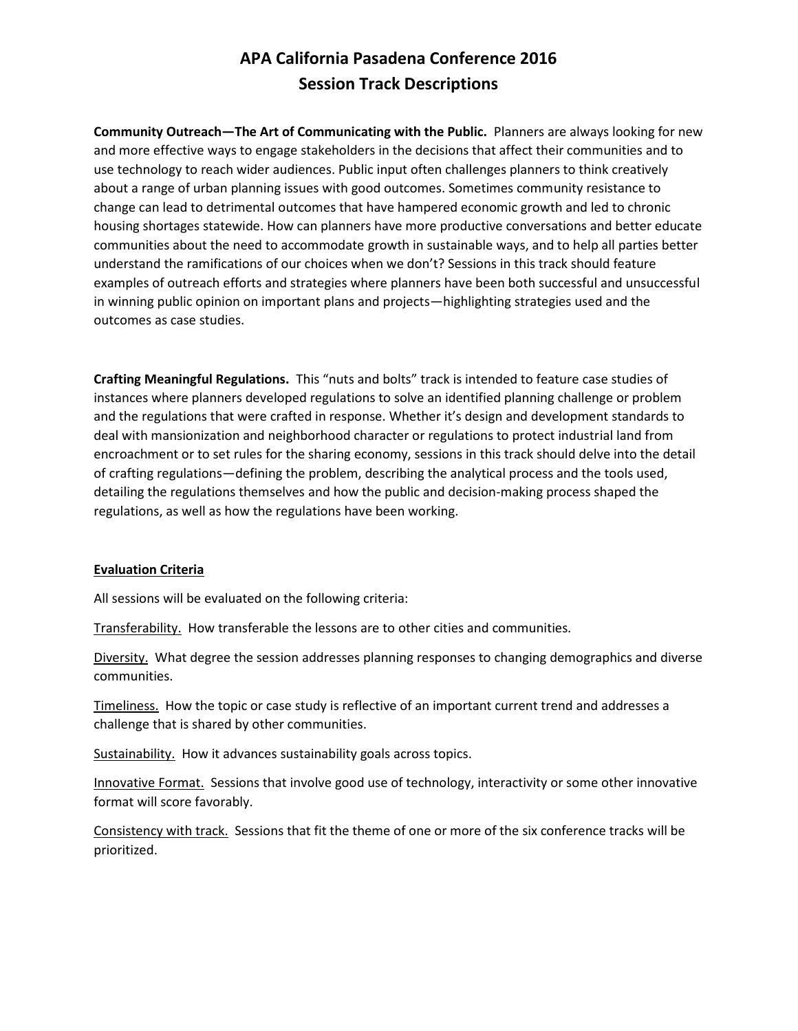# APA California Pasadena Conference 2016
# Session Track Descriptions

**Community Outreach—The Art of Communicating with the Public.** Planners are always looking for new and more effective ways to engage stakeholders in the decisions that affect their communities and to use technology to reach wider audiences. Public input often challenges planners to think creatively about a range of urban planning issues with good outcomes. Sometimes community resistance to change can lead to detrimental outcomes that have hampered economic growth and led to chronic housing shortages statewide. How can planners have more productive conversations and better educate communities about the need to accommodate growth in sustainable ways, and to help all parties better understand the ramifications of our choices when we don't? Sessions in this track should feature examples of outreach efforts and strategies where planners have been both successful and unsuccessful in winning public opinion on important plans and projects—highlighting strategies used and the outcomes as case studies.

**Crafting Meaningful Regulations.** This "nuts and bolts" track is intended to feature case studies of instances where planners developed regulations to solve an identified planning challenge or problem and the regulations that were crafted in response. Whether it's design and development standards to deal with mansionization and neighborhood character or regulations to protect industrial land from encroachment or to set rules for the sharing economy, sessions in this track should delve into the detail of crafting regulations—defining the problem, describing the analytical process and the tools used, detailing the regulations themselves and how the public and decision-making process shaped the regulations, as well as how the regulations have been working.

## Evaluation Criteria

All sessions will be evaluated on the following criteria:

Transferability. How transferable the lessons are to other cities and communities.

Diversity. What degree the session addresses planning responses to changing demographics and diverse communities.

Timeliness. How the topic or case study is reflective of an important current trend and addresses a challenge that is shared by other communities.

Sustainability. How it advances sustainability goals across topics.

Innovative Format. Sessions that involve good use of technology, interactivity or some other innovative format will score favorably.

Consistency with track. Sessions that fit the theme of one or more of the six conference tracks will be prioritized.